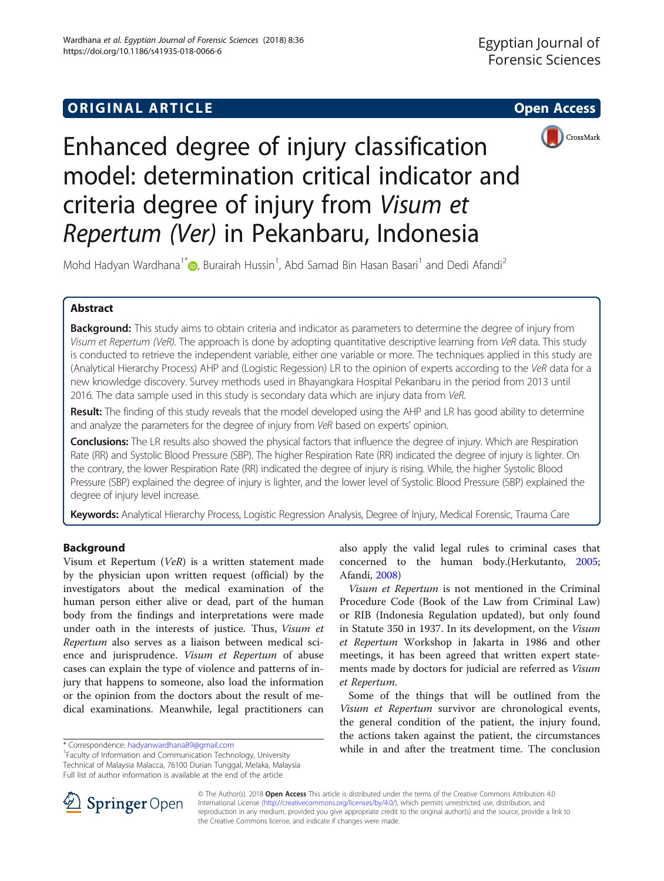ORIGINAL ARTICLE Open Access

# Enhanced degree of injury classification model: determination critical indicator and criteria degree of injury from *Visum et Repertum (Ver)* in Pekanbaru, Indonesia

Mohd Hadyan Wardhana[1*], Burairah Hussin[1], Abd Samad Bin Hasan Basari[1] and Dedi Afandi[2]

## Abstract

**Background:** This study aims to obtain criteria and indicator as parameters to determine the degree of injury from *Visum et Repertum (VeR)*. The approach is done by adopting quantitative descriptive learning from *VeR* data. This study is conducted to retrieve the independent variable, either one variable or more. The techniques applied in this study are (Analytical Hierarchy Process) AHP and (Logistic Regession) LR to the opinion of experts according to the *VeR* data for a new knowledge discovery. Survey methods used in Bhayangkara Hospital Pekanbaru in the period from 2013 until 2016. The data sample used in this study is secondary data which are injury data from *VeR*.

**Result:** The finding of this study reveals that the model developed using the AHP and LR has good ability to determine and analyze the parameters for the degree of injury from *VeR* based on experts' opinion.

**Conclusions:** The LR results also showed the physical factors that influence the degree of injury. Which are Respiration Rate (RR) and Systolic Blood Pressure (SBP). The higher Respiration Rate (RR) indicated the degree of injury is lighter. On the contrary, the lower Respiration Rate (RR) indicated the degree of injury is rising. While, the higher Systolic Blood Pressure (SBP) explained the degree of injury is lighter, and the lower level of Systolic Blood Pressure (SBP) explained the degree of injury level increase.

**Keywords:** Analytical Hierarchy Process, Logistic Regression Analysis, Degree of Injury, Medical Forensic, Trauma Care

## Background

Visum et Repertum (*VeR*) is a written statement made by the physician upon written request (official) by the investigators about the medical examination of the human person either alive or dead, part of the human body from the findings and interpretations were made under oath in the interests of justice. Thus, *Visum et Repertum* also serves as a liaison between medical science and jurisprudence. *Visum et Repertum* of abuse cases can explain the type of violence and patterns of injury that happens to someone, also load the information or the opinion from the doctors about the result of medical examinations. Meanwhile, legal practitioners can also apply the valid legal rules to criminal cases that concerned to the human body.(Herkutanto, 2005; Afandi, 2008)

*Visum et Repertum* is not mentioned in the Criminal Procedure Code (Book of the Law from Criminal Law) or RIB (Indonesia Regulation updated), but only found in Statute 350 in 1937. In its development, on the *Visum et Repertum* Workshop in Jakarta in 1986 and other meetings, it has been agreed that written expert statements made by doctors for judicial are referred as *Visum et Repertum*.

Some of the things that will be outlined from the *Visum et Repertum* survivor are chronological events, the general condition of the patient, the injury found, the actions taken against the patient, the circumstances while in and after the treatment time. The conclusion

\* Correspondence: hadyanwardhana89@gmail.com
[1]Faculty of Information and Communication Technology, University Technical of Malaysia Malacca, 76100 Durian Tunggal, Melaka, Malaysia
Full list of author information is available at the end of the article

© The Author(s). 2018 **Open Access** This article is distributed under the terms of the Creative Commons Attribution 4.0 International License (http://creativecommons.org/licenses/by/4.0/), which permits unrestricted use, distribution, and reproduction in any medium, provided you give appropriate credit to the original author(s) and the source, provide a link to the Creative Commons license, and indicate if changes were made.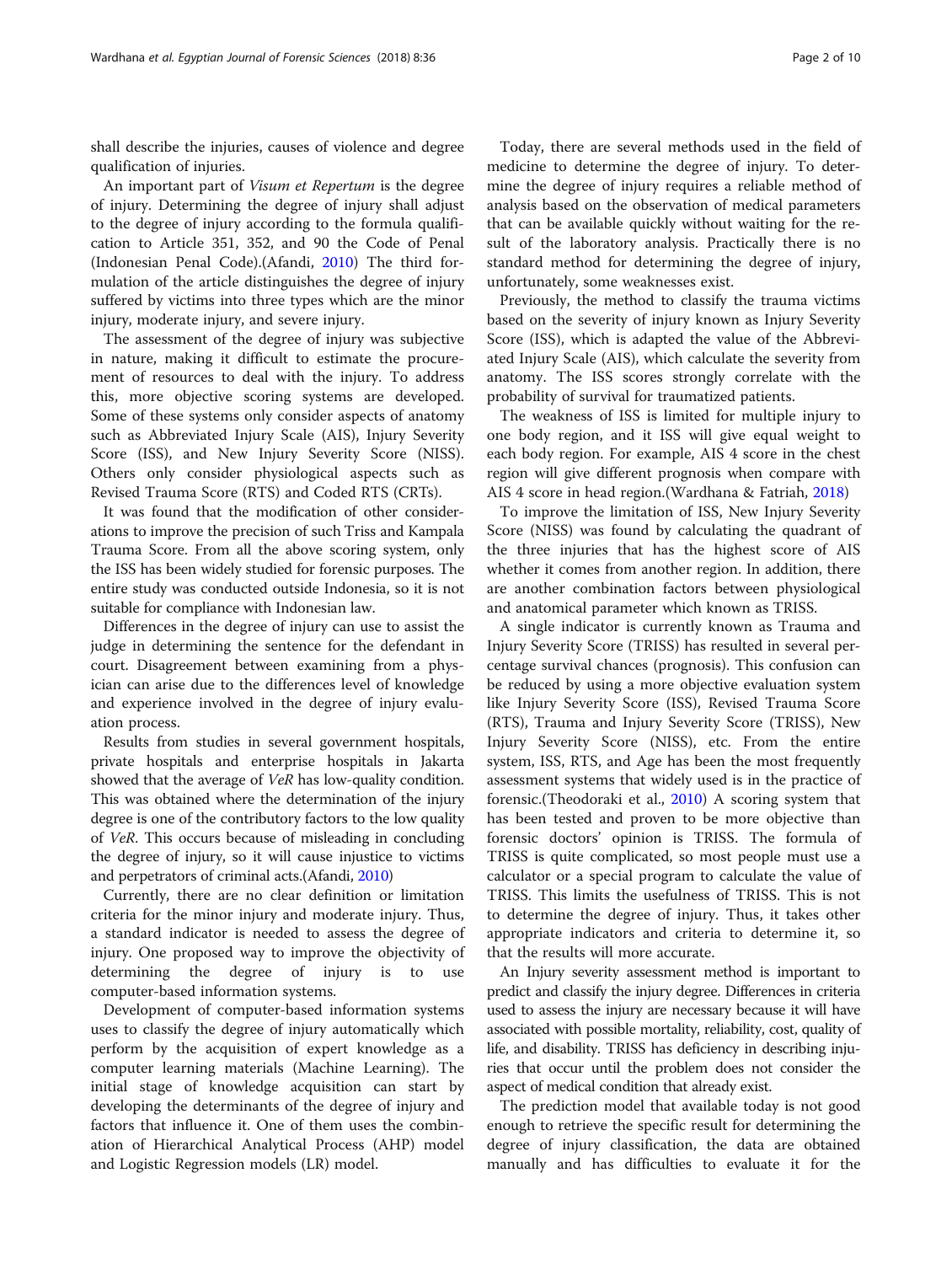shall describe the injuries, causes of violence and degree qualification of injuries.

An important part of *Visum et Repertum* is the degree of injury. Determining the degree of injury shall adjust to the degree of injury according to the formula qualification to Article 351, 352, and 90 the Code of Penal (Indonesian Penal Code).(Afandi, 2010) The third formulation of the article distinguishes the degree of injury suffered by victims into three types which are the minor injury, moderate injury, and severe injury.

The assessment of the degree of injury was subjective in nature, making it difficult to estimate the procurement of resources to deal with the injury. To address this, more objective scoring systems are developed. Some of these systems only consider aspects of anatomy such as Abbreviated Injury Scale (AIS), Injury Severity Score (ISS), and New Injury Severity Score (NISS). Others only consider physiological aspects such as Revised Trauma Score (RTS) and Coded RTS (CRTs).

It was found that the modification of other considerations to improve the precision of such Triss and Kampala Trauma Score. From all the above scoring system, only the ISS has been widely studied for forensic purposes. The entire study was conducted outside Indonesia, so it is not suitable for compliance with Indonesian law.

Differences in the degree of injury can use to assist the judge in determining the sentence for the defendant in court. Disagreement between examining from a physician can arise due to the differences level of knowledge and experience involved in the degree of injury evaluation process.

Results from studies in several government hospitals, private hospitals and enterprise hospitals in Jakarta showed that the average of *VeR* has low-quality condition. This was obtained where the determination of the injury degree is one of the contributory factors to the low quality of *VeR*. This occurs because of misleading in concluding the degree of injury, so it will cause injustice to victims and perpetrators of criminal acts.(Afandi, 2010)

Currently, there are no clear definition or limitation criteria for the minor injury and moderate injury. Thus, a standard indicator is needed to assess the degree of injury. One proposed way to improve the objectivity of determining the degree of injury is to use computer-based information systems.

Development of computer-based information systems uses to classify the degree of injury automatically which perform by the acquisition of expert knowledge as a computer learning materials (Machine Learning). The initial stage of knowledge acquisition can start by developing the determinants of the degree of injury and factors that influence it. One of them uses the combination of Hierarchical Analytical Process (AHP) model and Logistic Regression models (LR) model.

Today, there are several methods used in the field of medicine to determine the degree of injury. To determine the degree of injury requires a reliable method of analysis based on the observation of medical parameters that can be available quickly without waiting for the result of the laboratory analysis. Practically there is no standard method for determining the degree of injury, unfortunately, some weaknesses exist.

Previously, the method to classify the trauma victims based on the severity of injury known as Injury Severity Score (ISS), which is adapted the value of the Abbreviated Injury Scale (AIS), which calculate the severity from anatomy. The ISS scores strongly correlate with the probability of survival for traumatized patients.

The weakness of ISS is limited for multiple injury to one body region, and it ISS will give equal weight to each body region. For example, AIS 4 score in the chest region will give different prognosis when compare with AIS 4 score in head region.(Wardhana & Fatriah, 2018)

To improve the limitation of ISS, New Injury Severity Score (NISS) was found by calculating the quadrant of the three injuries that has the highest score of AIS whether it comes from another region. In addition, there are another combination factors between physiological and anatomical parameter which known as TRISS.

A single indicator is currently known as Trauma and Injury Severity Score (TRISS) has resulted in several percentage survival chances (prognosis). This confusion can be reduced by using a more objective evaluation system like Injury Severity Score (ISS), Revised Trauma Score (RTS), Trauma and Injury Severity Score (TRISS), New Injury Severity Score (NISS), etc. From the entire system, ISS, RTS, and Age has been the most frequently assessment systems that widely used is in the practice of forensic.(Theodoraki et al., 2010) A scoring system that has been tested and proven to be more objective than forensic doctors' opinion is TRISS. The formula of TRISS is quite complicated, so most people must use a calculator or a special program to calculate the value of TRISS. This limits the usefulness of TRISS. This is not to determine the degree of injury. Thus, it takes other appropriate indicators and criteria to determine it, so that the results will more accurate.

An Injury severity assessment method is important to predict and classify the injury degree. Differences in criteria used to assess the injury are necessary because it will have associated with possible mortality, reliability, cost, quality of life, and disability. TRISS has deficiency in describing injuries that occur until the problem does not consider the aspect of medical condition that already exist.

The prediction model that available today is not good enough to retrieve the specific result for determining the degree of injury classification, the data are obtained manually and has difficulties to evaluate it for the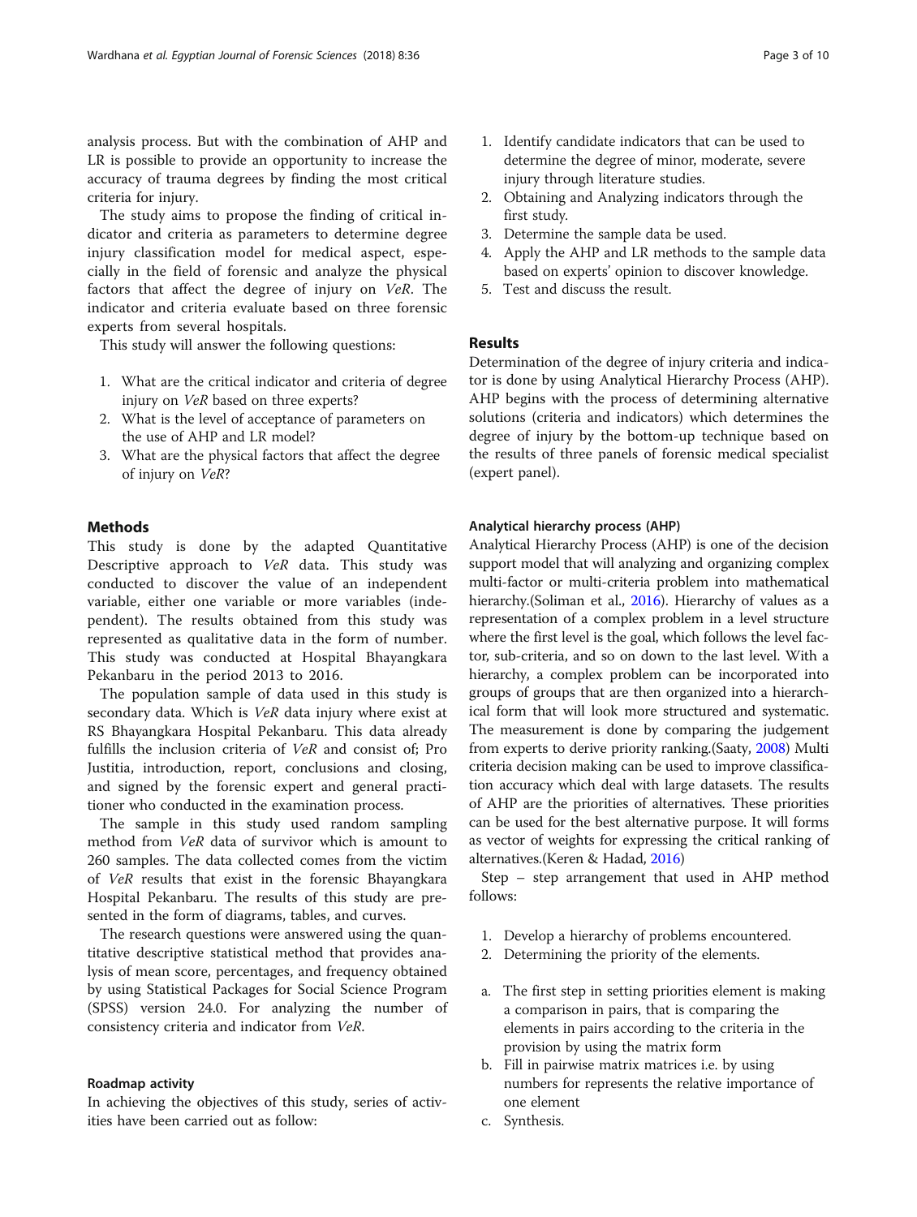analysis process. But with the combination of AHP and LR is possible to provide an opportunity to increase the accuracy of trauma degrees by finding the most critical criteria for injury.

The study aims to propose the finding of critical indicator and criteria as parameters to determine degree injury classification model for medical aspect, especially in the field of forensic and analyze the physical factors that affect the degree of injury on *VeR*. The indicator and criteria evaluate based on three forensic experts from several hospitals.

This study will answer the following questions:

1. What are the critical indicator and criteria of degree injury on *VeR* based on three experts?
2. What is the level of acceptance of parameters on the use of AHP and LR model?
3. What are the physical factors that affect the degree of injury on *VeR*?

## Methods

This study is done by the adapted Quantitative Descriptive approach to *VeR* data. This study was conducted to discover the value of an independent variable, either one variable or more variables (independent). The results obtained from this study was represented as qualitative data in the form of number. This study was conducted at Hospital Bhayangkara Pekanbaru in the period 2013 to 2016.

The population sample of data used in this study is secondary data. Which is *VeR* data injury where exist at RS Bhayangkara Hospital Pekanbaru. This data already fulfills the inclusion criteria of *VeR* and consist of; Pro Justitia, introduction, report, conclusions and closing, and signed by the forensic expert and general practitioner who conducted in the examination process.

The sample in this study used random sampling method from *VeR* data of survivor which is amount to 260 samples. The data collected comes from the victim of *VeR* results that exist in the forensic Bhayangkara Hospital Pekanbaru. The results of this study are presented in the form of diagrams, tables, and curves.

The research questions were answered using the quantitative descriptive statistical method that provides analysis of mean score, percentages, and frequency obtained by using Statistical Packages for Social Science Program (SPSS) version 24.0. For analyzing the number of consistency criteria and indicator from *VeR*.

### Roadmap activity

In achieving the objectives of this study, series of activities have been carried out as follow:

1. Identify candidate indicators that can be used to determine the degree of minor, moderate, severe injury through literature studies.
2. Obtaining and Analyzing indicators through the first study.
3. Determine the sample data be used.
4. Apply the AHP and LR methods to the sample data based on experts' opinion to discover knowledge.
5. Test and discuss the result.

## Results

Determination of the degree of injury criteria and indicator is done by using Analytical Hierarchy Process (AHP). AHP begins with the process of determining alternative solutions (criteria and indicators) which determines the degree of injury by the bottom-up technique based on the results of three panels of forensic medical specialist (expert panel).

### Analytical hierarchy process (AHP)

Analytical Hierarchy Process (AHP) is one of the decision support model that will analyzing and organizing complex multi-factor or multi-criteria problem into mathematical hierarchy.(Soliman et al., 2016). Hierarchy of values as a representation of a complex problem in a level structure where the first level is the goal, which follows the level factor, sub-criteria, and so on down to the last level. With a hierarchy, a complex problem can be incorporated into groups of groups that are then organized into a hierarchical form that will look more structured and systematic. The measurement is done by comparing the judgement from experts to derive priority ranking.(Saaty, 2008) Multi criteria decision making can be used to improve classification accuracy which deal with large datasets. The results of AHP are the priorities of alternatives. These priorities can be used for the best alternative purpose. It will forms as vector of weights for expressing the critical ranking of alternatives.(Keren & Hadad, 2016)

Step – step arrangement that used in AHP method follows:

1. Develop a hierarchy of problems encountered.
2. Determining the priority of the elements.

a. The first step in setting priorities element is making a comparison in pairs, that is comparing the elements in pairs according to the criteria in the provision by using the matrix form
b. Fill in pairwise matrix matrices i.e. by using numbers for represents the relative importance of one element
c. Synthesis.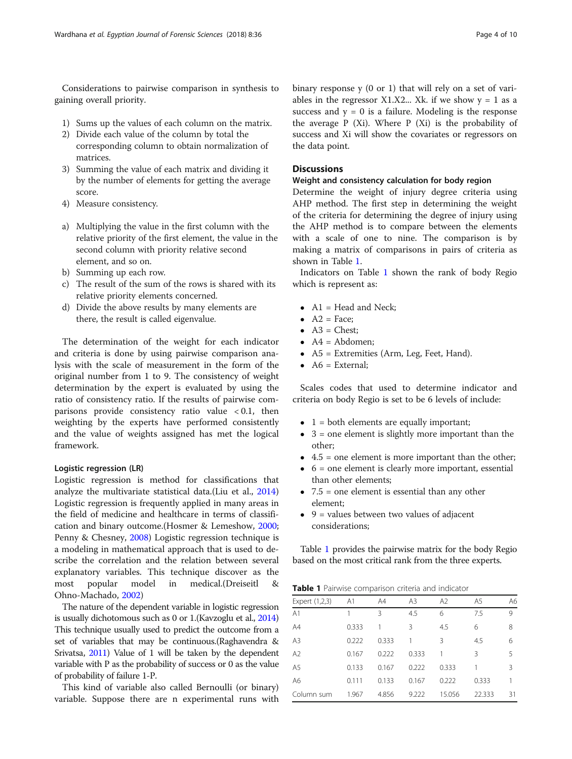Considerations to pairwise comparison in synthesis to gaining overall priority.

1) Sums up the values of each column on the matrix.
2) Divide each value of the column by total the corresponding column to obtain normalization of matrices.
3) Summing the value of each matrix and dividing it by the number of elements for getting the average score.
4) Measure consistency.

a) Multiplying the value in the first column with the relative priority of the first element, the value in the second column with priority relative second element, and so on.
b) Summing up each row.
c) The result of the sum of the rows is shared with its relative priority elements concerned.
d) Divide the above results by many elements are there, the result is called eigenvalue.

The determination of the weight for each indicator and criteria is done by using pairwise comparison analysis with the scale of measurement in the form of the original number from 1 to 9. The consistency of weight determination by the expert is evaluated by using the ratio of consistency ratio. If the results of pairwise comparisons provide consistency ratio value $< 0.1$, then weighting by the experts have performed consistently and the value of weights assigned has met the logical framework.

#### Logistic regression (LR)

Logistic regression is method for classifications that analyze the multivariate statistical data.(Liu et al., 2014) Logistic regression is frequently applied in many areas in the field of medicine and healthcare in terms of classification and binary outcome.(Hosmer & Lemeshow, 2000; Penny & Chesney, 2008) Logistic regression technique is a modeling in mathematical approach that is used to describe the correlation and the relation between several explanatory variables. This technique discover as the most popular model in medical.(Dreiseitl & Ohno-Machado, 2002)

The nature of the dependent variable in logistic regression is usually dichotomous such as 0 or 1.(Kavzoglu et al., 2014) This technique usually used to predict the outcome from a set of variables that may be continuous.(Raghavendra & Srivatsa, 2011) Value of 1 will be taken by the dependent variable with P as the probability of success or 0 as the value of probability of failure 1-P.

This kind of variable also called Bernoulli (or binary) variable. Suppose there are n experimental runs with binary response y (0 or 1) that will rely on a set of variables in the regressor X1.X2... Xk. if we show y = 1 as a success and y = 0 is a failure. Modeling is the response the average P (Xi). Where P (Xi) is the probability of success and Xi will show the covariates or regressors on the data point.

## Discussions

### Weight and consistency calculation for body region

Determine the weight of injury degree criteria using AHP method. The first step in determining the weight of the criteria for determining the degree of injury using the AHP method is to compare between the elements with a scale of one to nine. The comparison is by making a matrix of comparisons in pairs of criteria as shown in Table 1.

Indicators on Table 1 shown the rank of body Regio which is represent as:

- A1 = Head and Neck;
- A2 = Face;
- A3 = Chest;
- A4 = Abdomen;
- A5 = Extremities (Arm, Leg, Feet, Hand).
- A6 = External;

Scales codes that used to determine indicator and criteria on body Regio is set to be 6 levels of include:

- 1 = both elements are equally important;
- 3 = one element is slightly more important than the other;
- 4.5 = one element is more important than the other;
- 6 = one element is clearly more important, essential than other elements;
- 7.5 = one element is essential than any other element;
- 9 = values between two values of adjacent considerations;

Table 1 provides the pairwise matrix for the body Regio based on the most critical rank from the three experts.

**Table 1** Pairwise comparison criteria and indicator

| Expert (1,2,3) | A1 | A4 | A3 | A2 | A5 | A6 |
|---|---|---|---|---|---|---|
| A1 | 1 | 3 | 4.5 | 6 | 7.5 | 9 |
| A4 | 0.333 | 1 | 3 | 4.5 | 6 | 8 |
| A3 | 0.222 | 0.333 | 1 | 3 | 4.5 | 6 |
| A2 | 0.167 | 0.222 | 0.333 | 1 | 3 | 5 |
| A5 | 0.133 | 0.167 | 0.222 | 0.333 | 1 | 3 |
| A6 | 0.111 | 0.133 | 0.167 | 0.222 | 0.333 | 1 |
| Column sum | 1.967 | 4.856 | 9.222 | 15.056 | 22.333 | 31 |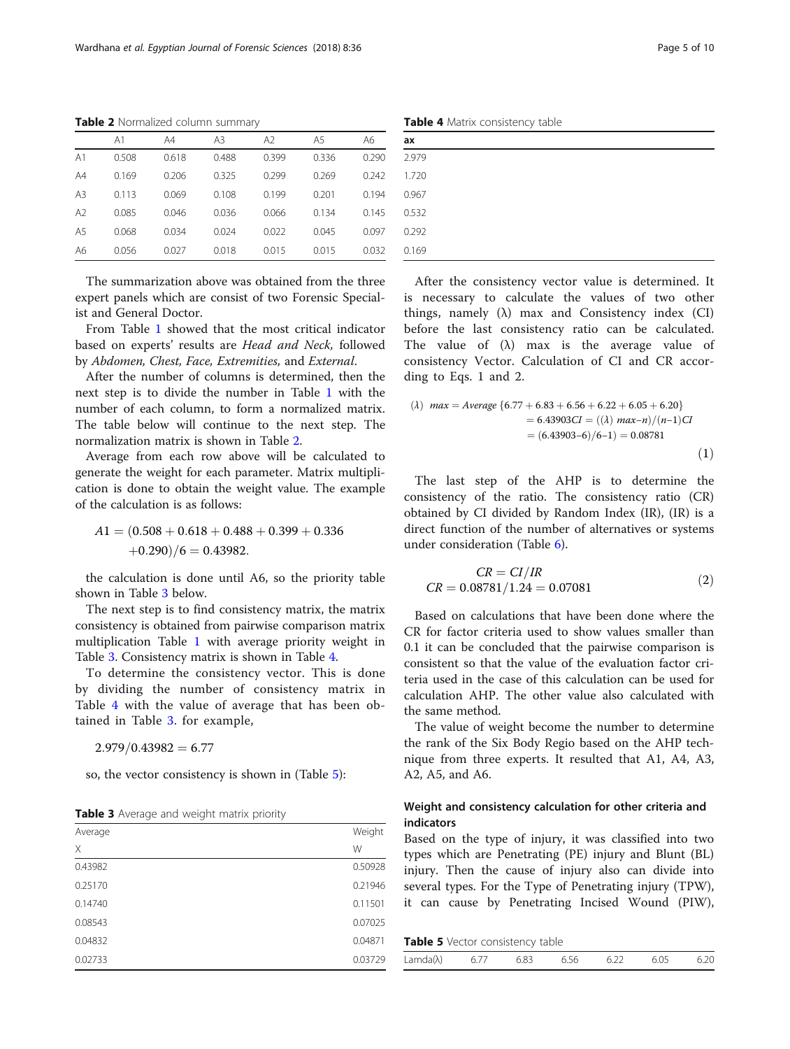**Table 2** Normalized column summary

| | A1 | A4 | A3 | A2 | A5 | A6 |
|---|---|---|---|---|---|---|
| A1 | 0.508 | 0.618 | 0.488 | 0.399 | 0.336 | 0.290 |
| A4 | 0.169 | 0.206 | 0.325 | 0.299 | 0.269 | 0.242 |
| A3 | 0.113 | 0.069 | 0.108 | 0.199 | 0.201 | 0.194 |
| A2 | 0.085 | 0.046 | 0.036 | 0.066 | 0.134 | 0.145 |
| A5 | 0.068 | 0.034 | 0.024 | 0.022 | 0.045 | 0.097 |
| A6 | 0.056 | 0.027 | 0.018 | 0.015 | 0.015 | 0.032 |

The summarization above was obtained from the three expert panels which are consist of two Forensic Specialist and General Doctor.

From Table 1 showed that the most critical indicator based on experts' results are *Head and Neck,* followed by *Abdomen, Chest, Face, Extremities,* and *External*.

After the number of columns is determined, then the next step is to divide the number in Table 1 with the number of each column, to form a normalized matrix. The table below will continue to the next step. The normalization matrix is shown in Table 2.

Average from each row above will be calculated to generate the weight for each parameter. Matrix multiplication is done to obtain the weight value. The example of the calculation is as follows:

$$A1 = (0.508 + 0.618 + 0.488 + 0.399 + 0.336 + 0.290)/6 = 0.43982.$$

the calculation is done until A6, so the priority table shown in Table 3 below.

The next step is to find consistency matrix, the matrix consistency is obtained from pairwise comparison matrix multiplication Table 1 with average priority weight in Table 3. Consistency matrix is shown in Table 4.

To determine the consistency vector. This is done by dividing the number of consistency matrix in Table 4 with the value of average that has been obtained in Table 3. for example,

$$2.979/0.43982 = 6.77$$

so, the vector consistency is shown in (Table 5):

**Table 3** Average and weight matrix priority

| Average<br>X | Weight<br>W |
|---|---|
| 0.43982 | 0.50928 |
| 0.25170 | 0.21946 |
| 0.14740 | 0.11501 |
| 0.08543 | 0.07025 |
| 0.04832 | 0.04871 |
| 0.02733 | 0.03729 |

**Table 4** Matrix consistency table

| ax |
|---|
| 2.979 |
| 1.720 |
| 0.967 |
| 0.532 |
| 0.292 |
| 0.169 |

After the consistency vector value is determined. It is necessary to calculate the values of two other things, namely (λ) max and Consistency index (CI) before the last consistency ratio can be calculated. The value of (λ) max is the average value of consistency Vector. Calculation of CI and CR according to Eqs. 1 and 2.

$$(\lambda)\ max = Average\ \{6.77 + 6.83 + 6.56 + 6.22 + 6.05 + 6.20\} = 6.43903 CI = ((\lambda)\ max - n)/(n-1) CI = (6.43903 - 6)/6 - 1) = 0.08781 \quad (1)$$

The last step of the AHP is to determine the consistency of the ratio. The consistency ratio (CR) obtained by CI divided by Random Index (IR), (IR) is a direct function of the number of alternatives or systems under consideration (Table 6).

$$CR = CI/IR$$
$$CR = 0.08781/1.24 = 0.07081 \quad (2)$$

Based on calculations that have been done where the CR for factor criteria used to show values smaller than 0.1 it can be concluded that the pairwise comparison is consistent so that the value of the evaluation factor criteria used in the case of this calculation can be used for calculation AHP. The other value also calculated with the same method.

The value of weight become the number to determine the rank of the Six Body Regio based on the AHP technique from three experts. It resulted that A1, A4, A3, A2, A5, and A6.

## Weight and consistency calculation for other criteria and indicators

Based on the type of injury, it was classified into two types which are Penetrating (PE) injury and Blunt (BL) injury. Then the cause of injury also can divide into several types. For the Type of Penetrating injury (TPW), it can cause by Penetrating Incised Wound (PIW),

**Table 5** Vector consistency table

| Lamda(λ) | 6.77 | 6.83 | 6.56 | 6.22 | 6.05 | 6.20 |
|---|---|---|---|---|---|---|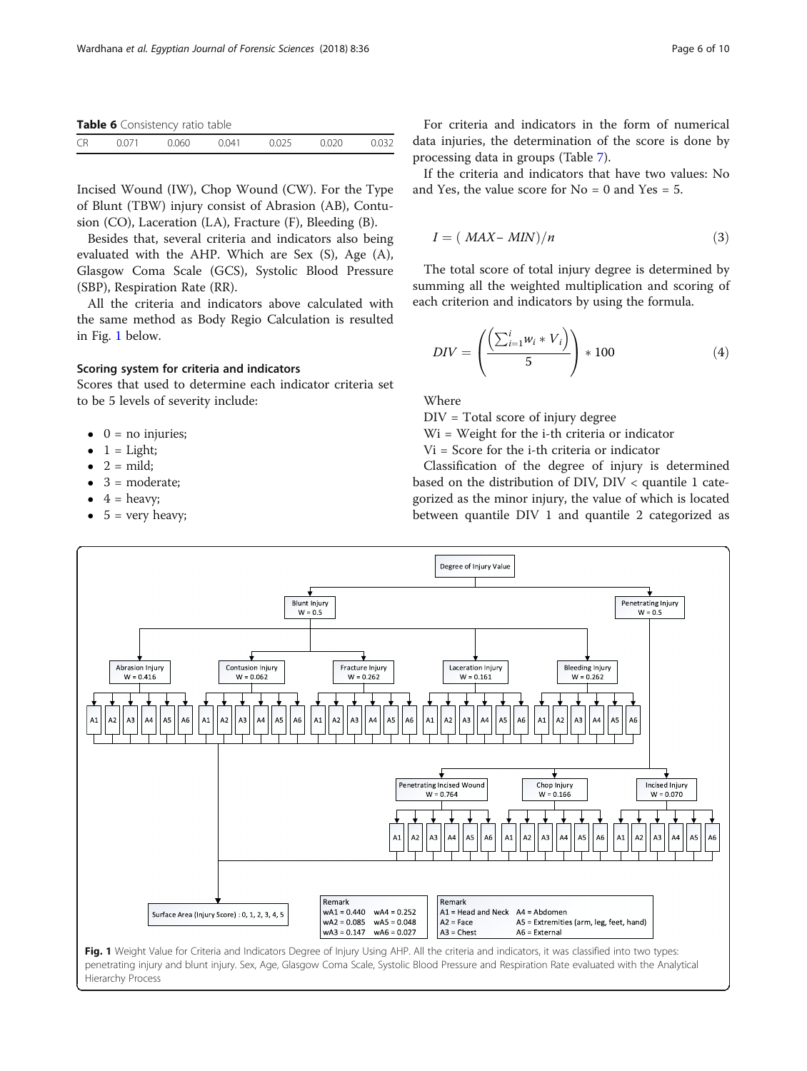**Table 6** Consistency ratio table

| CR | 0.071 | 0.060 | 0.041 | 0.025 | 0.020 | 0.032 |
|---|---|---|---|---|---|---|

Incised Wound (IW), Chop Wound (CW). For the Type of Blunt (TBW) injury consist of Abrasion (AB), Contusion (CO), Laceration (LA), Fracture (F), Bleeding (B).

Besides that, several criteria and indicators also being evaluated with the AHP. Which are Sex (S), Age (A), Glasgow Coma Scale (GCS), Systolic Blood Pressure (SBP), Respiration Rate (RR).

All the criteria and indicators above calculated with the same method as Body Regio Calculation is resulted in Fig. 1 below.

### Scoring system for criteria and indicators

Scores that used to determine each indicator criteria set to be 5 levels of severity include:

- 0 = no injuries;
- 1 = Light;
- 2 = mild;
- 3 = moderate;
- 4 = heavy;
- 5 = very heavy;

For criteria and indicators in the form of numerical data injuries, the determination of the score is done by processing data in groups (Table 7).

If the criteria and indicators that have two values: No and Yes, the value score for No = 0 and Yes = 5.

$$I = (MAX - MIN)/n \tag{3}$$

The total score of total injury degree is determined by summing all the weighted multiplication and scoring of each criterion and indicators by using the formula.

$$DIV = \left( \frac{\left( \sum_{i=1}^{i} w_i * V_i \right)}{5} \right) * 100 \tag{4}$$

Where

DIV = Total score of injury degree

Wi = Weight for the i-th criteria or indicator

Vi = Score for the i-th criteria or indicator

Classification of the degree of injury is determined based on the distribution of DIV, DIV < quantile 1 categorized as the minor injury, the value of which is located between quantile DIV 1 and quantile 2 categorized as

Degree of Injury Value
- Blunt Injury W = 0.5
  - Abrasion Injury W = 0.416 (A1–A6)
  - Contusion Injury W = 0.062 (A1–A6)
  - Fracture Injury W = 0.262 (A1–A6)
  - Laceration Injury W = 0.161 (A1–A6)
  - Bleeding Injury W = 0.262 (A1–A6)
- Penetrating Injury W = 0.5
  - Penetrating Incised Wound W = 0.764 (A1–A6)
  - Chop Injury W = 0.166 (A1–A6)
  - Incised Injury W = 0.070 (A1–A6)

Surface Area (Injury Score) : 0, 1, 2, 3, 4, 5

Remark: wA1 = 0.440, wA2 = 0.085, wA3 = 0.147, wA4 = 0.252, wA5 = 0.048, wA6 = 0.027

Remark: A1 = Head and Neck, A2 = Face, A3 = Chest, A4 = Abdomen, A5 = Extremities (arm, leg, feet, hand), A6 = External

**Fig. 1** Weight Value for Criteria and Indicators Degree of Injury Using AHP. All the criteria and indicators, it was classified into two types: penetrating injury and blunt injury. Sex, Age, Glasgow Coma Scale, Systolic Blood Pressure and Respiration Rate evaluated with the Analytical Hierarchy Process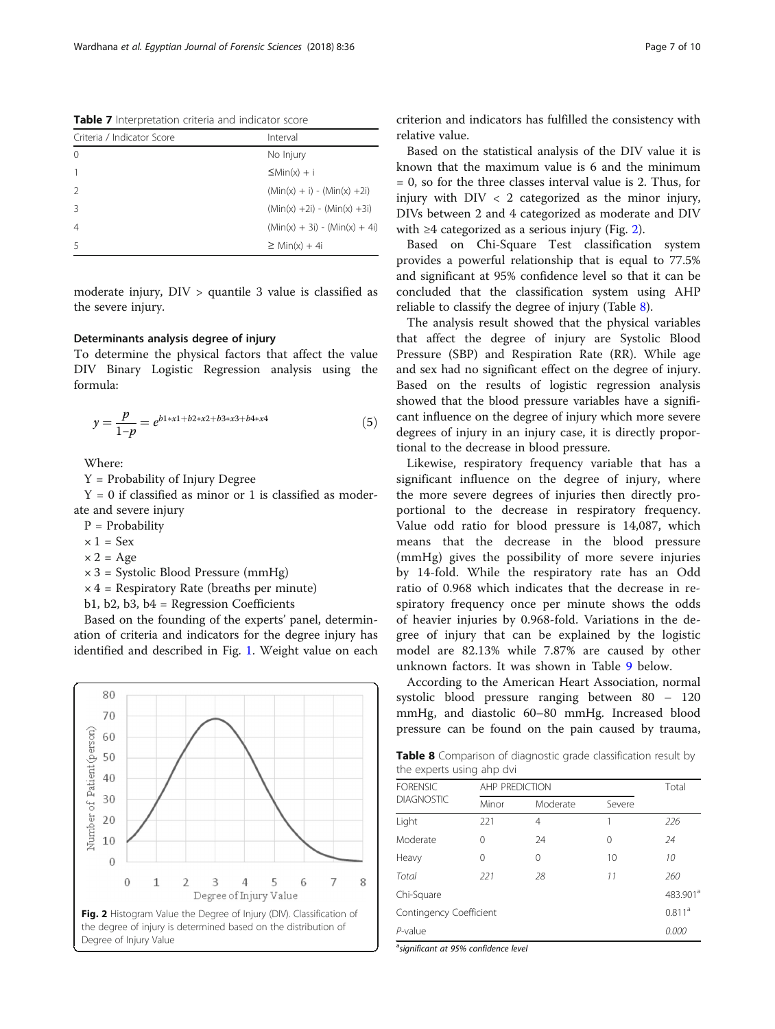**Table 7** Interpretation criteria and indicator score

| Criteria / Indicator Score | Interval |
| --- | --- |
| 0 | No Injury |
| 1 | ≤Min(x) + i |
| 2 | (Min(x) + i) - (Min(x) +2i) |
| 3 | (Min(x) +2i) - (Min(x) +3i) |
| 4 | (Min(x) + 3i) - (Min(x) + 4i) |
| 5 | ≥ Min(x) + 4i |

moderate injury, DIV > quantile 3 value is classified as the severe injury.

### Determinants analysis degree of injury

To determine the physical factors that affect the value DIV Binary Logistic Regression analysis using the formula:

$$y = \frac{p}{1-p} = e^{b1*x1+b2*x2+b3*x3+b4*x4} \tag{5}$$

Where:

Y = Probability of Injury Degree

Y = 0 if classified as minor or 1 is classified as moderate and severe injury

P = Probability

× 1 = Sex

× 2 = Age

× 3 = Systolic Blood Pressure (mmHg)

× 4 = Respiratory Rate (breaths per minute)

b1, b2, b3, b4 = Regression Coefficients

Based on the founding of the experts' panel, determination of criteria and indicators for the degree injury has identified and described in Fig. 1. Weight value on each criterion and indicators has fulfilled the consistency with relative value.

**Fig. 2** Histogram Value the Degree of Injury (DIV). Classification of the degree of injury is determined based on the distribution of Degree of Injury Value

Based on the statistical analysis of the DIV value it is known that the maximum value is 6 and the minimum = 0, so for the three classes interval value is 2. Thus, for injury with DIV < 2 categorized as the minor injury, DIVs between 2 and 4 categorized as moderate and DIV with ≥4 categorized as a serious injury (Fig. 2).

Based on Chi-Square Test classification system provides a powerful relationship that is equal to 77.5% and significant at 95% confidence level so that it can be concluded that the classification system using AHP reliable to classify the degree of injury (Table 8).

The analysis result showed that the physical variables that affect the degree of injury are Systolic Blood Pressure (SBP) and Respiration Rate (RR). While age and sex had no significant effect on the degree of injury. Based on the results of logistic regression analysis showed that the blood pressure variables have a significant influence on the degree of injury which more severe degrees of injury in an injury case, it is directly proportional to the decrease in blood pressure.

Likewise, respiratory frequency variable that has a significant influence on the degree of injury, where the more severe degrees of injuries then directly proportional to the decrease in respiratory frequency. Value odd ratio for blood pressure is 14,087, which means that the decrease in the blood pressure (mmHg) gives the possibility of more severe injuries by 14-fold. While the respiratory rate has an Odd ratio of 0.968 which indicates that the decrease in respiratory frequency once per minute shows the odds of heavier injuries by 0.968-fold. Variations in the degree of injury that can be explained by the logistic model are 82.13% while 7.87% are caused by other unknown factors. It was shown in Table 9 below.

According to the American Heart Association, normal systolic blood pressure ranging between 80 – 120 mmHg, and diastolic 60–80 mmHg. Increased blood pressure can be found on the pain caused by trauma,

**Table 8** Comparison of diagnostic grade classification result by the experts using ahp dvi

| FORENSIC DIAGNOSTIC | AHP PREDICTION | | | Total |
| --- | --- | --- | --- | --- |
| | Minor | Moderate | Severe | |
| Light | 221 | 4 | 1 | *226* |
| Moderate | 0 | 24 | 0 | *24* |
| Heavy | 0 | 0 | 10 | *10* |
| *Total* | *221* | *28* | *11* | *260* |
| Chi-Square | | | | 483.901[a] |
| Contingency Coefficient | | | | 0.811[a] |
| *P*-value | | | | *0.000* |

[a]*significant at 95% confidence level*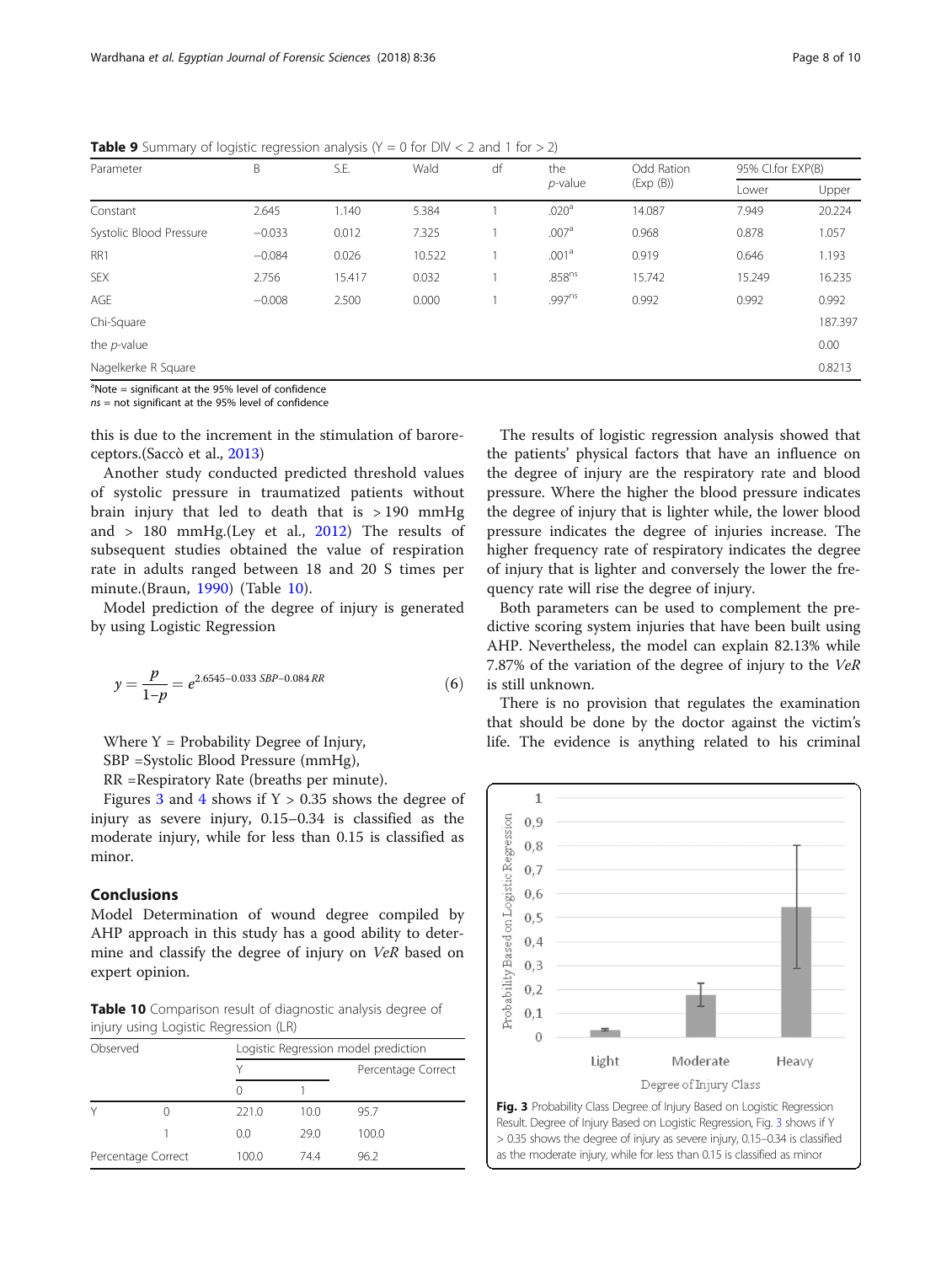**Table 9** Summary of logistic regression analysis (Y = 0 for DIV < 2 and 1 for > 2)

| Parameter | B | S.E. | Wald | df | the *p*-value | Odd Ration (Exp (B)) | 95% CI.for EXP(B) | |
|---|---|---|---|---|---|---|---|---|
| | | | | | | | Lower | Upper |
| Constant | 2.645 | 1.140 | 5.384 | 1 | .020[a] | 14.087 | 7.949 | 20.224 |
| Systolic Blood Pressure | −0.033 | 0.012 | 7.325 | 1 | .007[a] | 0.968 | 0.878 | 1.057 |
| RR1 | −0.084 | 0.026 | 10.522 | 1 | .001[a] | 0.919 | 0.646 | 1.193 |
| SEX | 2.756 | 15.417 | 0.032 | 1 | .858[ns] | 15.742 | 15.249 | 16.235 |
| AGE | −0.008 | 2.500 | 0.000 | 1 | .997[ns] | 0.992 | 0.992 | 0.992 |
| Chi-Square | | | | | | | | 187.397 |
| the *p*-value | | | | | | | | 0.00 |
| Nagelkerke R Square | | | | | | | | 0.8213 |

[a]Note = significant at the 95% level of confidence
*ns* = not significant at the 95% level of confidence

this is due to the increment in the stimulation of baroreceptors.(Saccò et al., 2013)

Another study conducted predicted threshold values of systolic pressure in traumatized patients without brain injury that led to death that is > 190 mmHg and > 180 mmHg.(Ley et al., 2012) The results of subsequent studies obtained the value of respiration rate in adults ranged between 18 and 20 S times per minute.(Braun, 1990) (Table 10).

Model prediction of the degree of injury is generated by using Logistic Regression

$$y = \frac{p}{1-p} = e^{2.6545 - 0.033\,SBP - 0.084\,RR} \tag{6}$$

Where Y = Probability Degree of Injury,
SBP =Systolic Blood Pressure (mmHg),
RR =Respiratory Rate (breaths per minute).

Figures 3 and 4 shows if Y > 0.35 shows the degree of injury as severe injury, 0.15–0.34 is classified as the moderate injury, while for less than 0.15 is classified as minor.

## Conclusions

Model Determination of wound degree compiled by AHP approach in this study has a good ability to determine and classify the degree of injury on *VeR* based on expert opinion.

**Table 10** Comparison result of diagnostic analysis degree of injury using Logistic Regression (LR)

| Observed | | Logistic Regression model prediction | | |
|---|---|---|---|---|
| | | Y | | Percentage Correct |
| | | 0 | 1 | |
| Y | 0 | 221.0 | 10.0 | 95.7 |
| | 1 | 0.0 | 29.0 | 100.0 |
| Percentage Correct | | 100.0 | 74.4 | 96.2 |

The results of logistic regression analysis showed that the patients' physical factors that have an influence on the degree of injury are the respiratory rate and blood pressure. Where the higher the blood pressure indicates the degree of injury that is lighter while, the lower blood pressure indicates the degree of injuries increase. The higher frequency rate of respiratory indicates the degree of injury that is lighter and conversely the lower the frequency rate will rise the degree of injury.

Both parameters can be used to complement the predictive scoring system injuries that have been built using AHP. Nevertheless, the model can explain 82.13% while 7.87% of the variation of the degree of injury to the *VeR* is still unknown.

There is no provision that regulates the examination that should be done by the doctor against the victim's life. The evidence is anything related to his criminal

**Fig. 3** Probability Class Degree of Injury Based on Logistic Regression Result. Degree of Injury Based on Logistic Regression, Fig. 3 shows if Y > 0.35 shows the degree of injury as severe injury, 0.15–0.34 is classified as the moderate injury, while for less than 0.15 is classified as minor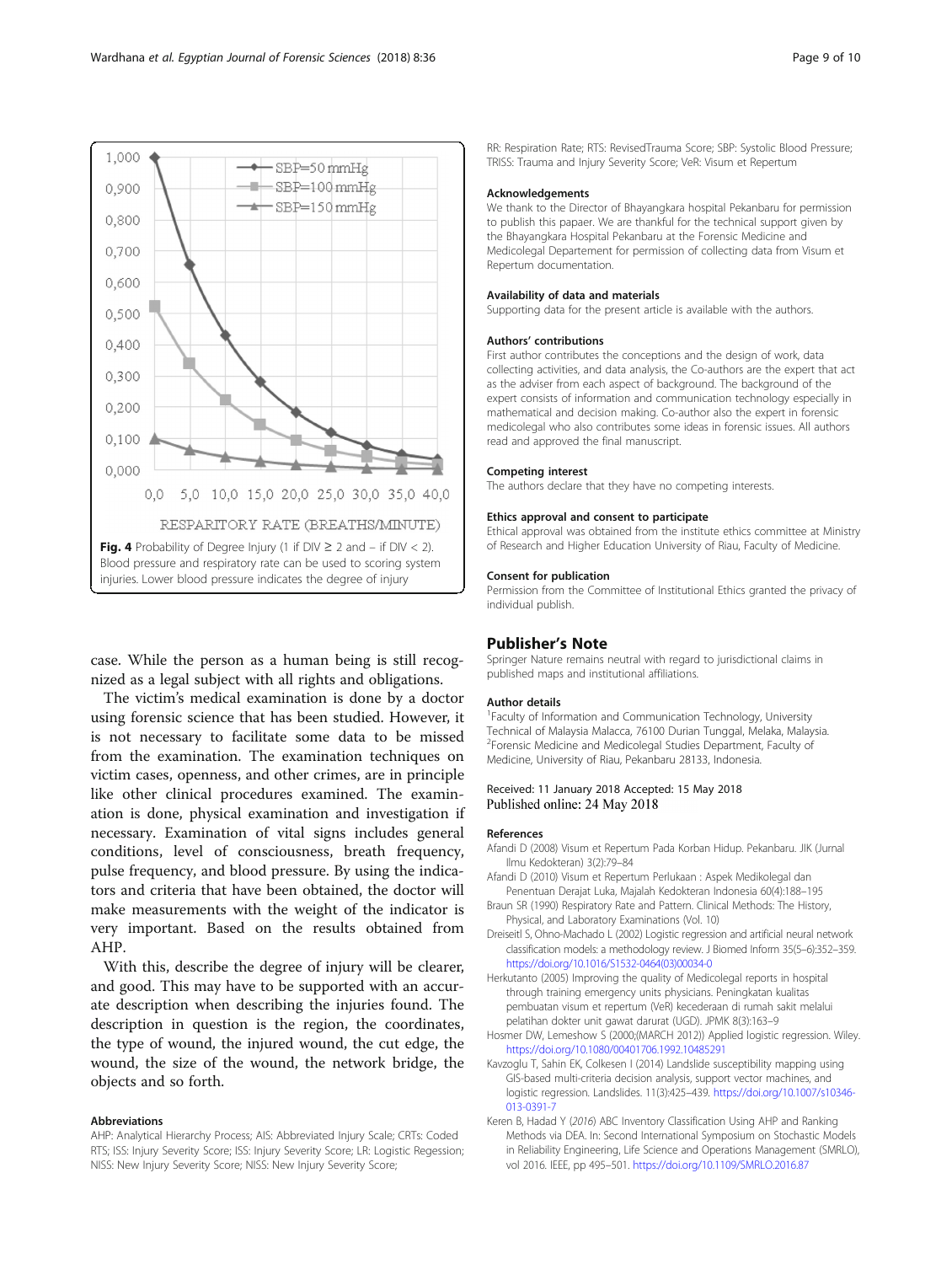Fig. 4 Probability of Degree Injury (1 if DIV ≥ 2 and – if DIV < 2). Blood pressure and respiratory rate can be used to scoring system injuries. Lower blood pressure indicates the degree of injury

case. While the person as a human being is still recognized as a legal subject with all rights and obligations.

The victim's medical examination is done by a doctor using forensic science that has been studied. However, it is not necessary to facilitate some data to be missed from the examination. The examination techniques on victim cases, openness, and other crimes, are in principle like other clinical procedures examined. The examination is done, physical examination and investigation if necessary. Examination of vital signs includes general conditions, level of consciousness, breath frequency, pulse frequency, and blood pressure. By using the indicators and criteria that have been obtained, the doctor will make measurements with the weight of the indicator is very important. Based on the results obtained from AHP.

With this, describe the degree of injury will be clearer, and good. This may have to be supported with an accurate description when describing the injuries found. The description in question is the region, the coordinates, the type of wound, the injured wound, the cut edge, the wound, the size of the wound, the network bridge, the objects and so forth.

#### Abbreviations

AHP: Analytical Hierarchy Process; AIS: Abbreviated Injury Scale; CRTs: Coded RTS; ISS: Injury Severity Score; ISS: Injury Severity Score; LR: Logistic Regession; NISS: New Injury Severity Score; NISS: New Injury Severity Score; RR: Respiration Rate; RTS: RevisedTrauma Score; SBP: Systolic Blood Pressure; TRISS: Trauma and Injury Severity Score; VeR: Visum et Repertum

#### Acknowledgements

We thank to the Director of Bhayangkara hospital Pekanbaru for permission to publish this papaer. We are thankful for the technical support given by the Bhayangkara Hospital Pekanbaru at the Forensic Medicine and Medicolegal Departement for permission of collecting data from Visum et Repertum documentation.

#### Availability of data and materials

Supporting data for the present article is available with the authors.

#### Authors' contributions

First author contributes the conceptions and the design of work, data collecting activities, and data analysis, the Co-authors are the expert that act as the adviser from each aspect of background. The background of the expert consists of information and communication technology especially in mathematical and decision making. Co-author also the expert in forensic medicolegal who also contributes some ideas in forensic issues. All authors read and approved the final manuscript.

#### Competing interest

The authors declare that they have no competing interests.

#### Ethics approval and consent to participate

Ethical approval was obtained from the institute ethics committee at Ministry of Research and Higher Education University of Riau, Faculty of Medicine.

#### Consent for publication

Permission from the Committee of Institutional Ethics granted the privacy of individual publish.

## Publisher's Note

Springer Nature remains neutral with regard to jurisdictional claims in published maps and institutional affiliations.

#### Author details

[1]Faculty of Information and Communication Technology, University Technical of Malaysia Malacca, 76100 Durian Tunggal, Melaka, Malaysia. [2]Forensic Medicine and Medicolegal Studies Department, Faculty of Medicine, University of Riau, Pekanbaru 28133, Indonesia.

Received: 11 January 2018 Accepted: 15 May 2018
Published online: 24 May 2018

#### References

Afandi D (2008) Visum et Repertum Pada Korban Hidup. Pekanbaru. JIK (Jurnal Ilmu Kedokteran) 3(2):79–84

Afandi D (2010) Visum et Repertum Perlukaan : Aspek Medikolegal dan Penentuan Derajat Luka, Majalah Kedokteran Indonesia 60(4):188–195

Braun SR (1990) Respiratory Rate and Pattern. Clinical Methods: The History, Physical, and Laboratory Examinations (Vol. 10)

Dreiseitl S, Ohno-Machado L (2002) Logistic regression and artificial neural network classification models: a methodology review. J Biomed Inform 35(5–6):352–359. https://doi.org/10.1016/S1532-0464(03)00034-0

Herkutanto (2005) Improving the quality of Medicolegal reports in hospital through training emergency units physicians. Peningkatan kualitas pembuatan visum et repertum (VeR) kecederaan di rumah sakit melalui pelatihan dokter unit gawat darurat (UGD). JPMK 8(3):163–9

Hosmer DW, Lemeshow S (2000;(MARCH 2012)) Applied logistic regression. Wiley. https://doi.org/10.1080/00401706.1992.10485291

Kavzoglu T, Sahin EK, Colkesen I (2014) Landslide susceptibility mapping using GIS-based multi-criteria decision analysis, support vector machines, and logistic regression. Landslides. 11(3):425–439. https://doi.org/10.1007/s10346-013-0391-7

Keren B, Hadad Y (*2016*) ABC Inventory Classification Using AHP and Ranking Methods via DEA. In: Second International Symposium on Stochastic Models in Reliability Engineering, Life Science and Operations Management (SMRLO), vol 2016. IEEE, pp 495–501. https://doi.org/10.1109/SMRLO.2016.87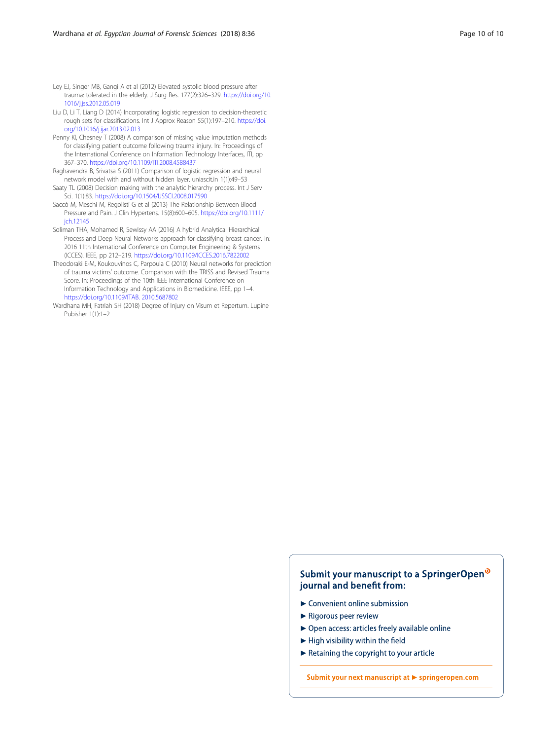Ley EJ, Singer MB, Gangi A et al (2012) Elevated systolic blood pressure after trauma: tolerated in the elderly. J Surg Res. 177(2):326–329. https://doi.org/10.1016/j.jss.2012.05.019

Liu D, Li T, Liang D (2014) Incorporating logistic regression to decision-theoretic rough sets for classifications. Int J Approx Reason 55(1):197–210. https://doi.org/10.1016/j.ijar.2013.02.013

Penny KI, Chesney T (2008) A comparison of missing value imputation methods for classifying patient outcome following trauma injury. In: Proceedings of the International Conference on Information Technology Interfaces, ITI, pp 367–370. https://doi.org/10.1109/ITI.2008.4588437

Raghavendra B, Srivatsa S (2011) Comparison of logistic regression and neural network model with and without hidden layer. uniascit.in 1(1):49–53

Saaty TL (2008) Decision making with the analytic hierarchy process. Int J Serv Sci. 1(1):83. https://doi.org/10.1504/IJSSCI.2008.017590

Saccò M, Meschi M, Regolisti G et al (2013) The Relationship Between Blood Pressure and Pain. J Clin Hypertens. 15(8):600–605. https://doi.org/10.1111/jch.12145

Soliman THA, Mohamed R, Sewissy AA (2016) A hybrid Analytical Hierarchical Process and Deep Neural Networks approach for classifying breast cancer. In: 2016 11th International Conference on Computer Engineering & Systems (ICCES). IEEE, pp 212–219. https://doi.org/10.1109/ICCES.2016.7822002

Theodoraki E-M, Koukouvinos C, Parpoula C (2010) Neural networks for prediction of trauma victims' outcome. Comparison with the TRISS and Revised Trauma Score. In: Proceedings of the 10th IEEE International Conference on Information Technology and Applications in Biomedicine. IEEE, pp 1–4. https://doi.org/10.1109/ITAB. 2010.5687802

Wardhana MH, Fatriah SH (2018) Degree of Injury on Visum et Repertum. Lupine Pubisher 1(1):1–2

**Submit your manuscript to a SpringerOpen journal and benefit from:**

- ► Convenient online submission
- ► Rigorous peer review
- ► Open access: articles freely available online
- ► High visibility within the field
- ► Retaining the copyright to your article

**Submit your next manuscript at ► springeropen.com**